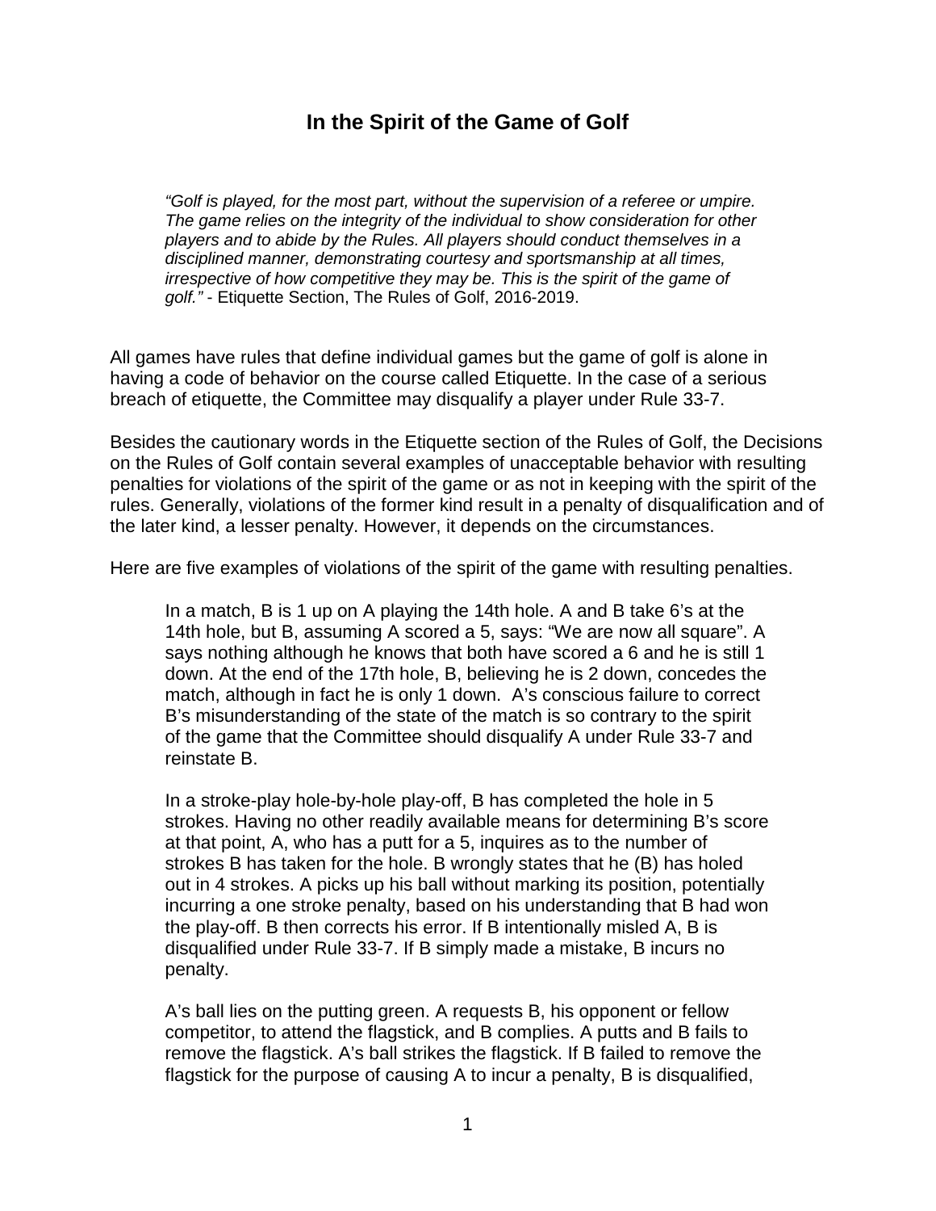# In the Spirit of the Game of Golf

> *"Golf is played, for the most part, without the supervision of a referee or umpire. The game relies on the integrity of the individual to show consideration for other players and to abide by the Rules. All players should conduct themselves in a disciplined manner, demonstrating courtesy and sportsmanship at all times, irrespective of how competitive they may be. This is the spirit of the game of golf."* - Etiquette Section, The Rules of Golf, 2016-2019.

All games have rules that define individual games but the game of golf is alone in having a code of behavior on the course called Etiquette. In the case of a serious breach of etiquette, the Committee may disqualify a player under Rule 33-7.

Besides the cautionary words in the Etiquette section of the Rules of Golf, the Decisions on the Rules of Golf contain several examples of unacceptable behavior with resulting penalties for violations of the spirit of the game or as not in keeping with the spirit of the rules. Generally, violations of the former kind result in a penalty of disqualification and of the later kind, a lesser penalty. However, it depends on the circumstances.

Here are five examples of violations of the spirit of the game with resulting penalties.

> In a match, B is 1 up on A playing the 14th hole. A and B take 6's at the 14th hole, but B, assuming A scored a 5, says: "We are now all square". A says nothing although he knows that both have scored a 6 and he is still 1 down. At the end of the 17th hole, B, believing he is 2 down, concedes the match, although in fact he is only 1 down. A's conscious failure to correct B's misunderstanding of the state of the match is so contrary to the spirit of the game that the Committee should disqualify A under Rule 33-7 and reinstate B.
>
> In a stroke-play hole-by-hole play-off, B has completed the hole in 5 strokes. Having no other readily available means for determining B's score at that point, A, who has a putt for a 5, inquires as to the number of strokes B has taken for the hole. B wrongly states that he (B) has holed out in 4 strokes. A picks up his ball without marking its position, potentially incurring a one stroke penalty, based on his understanding that B had won the play-off. B then corrects his error. If B intentionally misled A, B is disqualified under Rule 33-7. If B simply made a mistake, B incurs no penalty.
>
> A's ball lies on the putting green. A requests B, his opponent or fellow competitor, to attend the flagstick, and B complies. A putts and B fails to remove the flagstick. A's ball strikes the flagstick. If B failed to remove the flagstick for the purpose of causing A to incur a penalty, B is disqualified,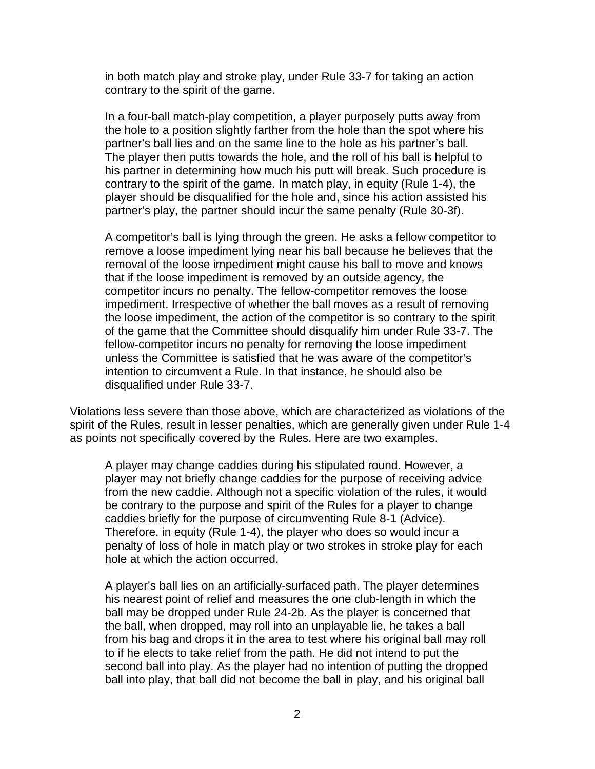in both match play and stroke play, under Rule 33-7 for taking an action contrary to the spirit of the game.

> In a four-ball match-play competition, a player purposely putts away from the hole to a position slightly farther from the hole than the spot where his partner's ball lies and on the same line to the hole as his partner's ball. The player then putts towards the hole, and the roll of his ball is helpful to his partner in determining how much his putt will break. Such procedure is contrary to the spirit of the game. In match play, in equity (Rule 1-4), the player should be disqualified for the hole and, since his action assisted his partner's play, the partner should incur the same penalty (Rule 30-3f).
>
> A competitor's ball is lying through the green. He asks a fellow competitor to remove a loose impediment lying near his ball because he believes that the removal of the loose impediment might cause his ball to move and knows that if the loose impediment is removed by an outside agency, the competitor incurs no penalty. The fellow-competitor removes the loose impediment. Irrespective of whether the ball moves as a result of removing the loose impediment, the action of the competitor is so contrary to the spirit of the game that the Committee should disqualify him under Rule 33-7. The fellow-competitor incurs no penalty for removing the loose impediment unless the Committee is satisfied that he was aware of the competitor's intention to circumvent a Rule. In that instance, he should also be disqualified under Rule 33-7.

Violations less severe than those above, which are characterized as violations of the spirit of the Rules, result in lesser penalties, which are generally given under Rule 1-4 as points not specifically covered by the Rules. Here are two examples.

> A player may change caddies during his stipulated round. However, a player may not briefly change caddies for the purpose of receiving advice from the new caddie. Although not a specific violation of the rules, it would be contrary to the purpose and spirit of the Rules for a player to change caddies briefly for the purpose of circumventing Rule 8-1 (Advice). Therefore, in equity (Rule 1-4), the player who does so would incur a penalty of loss of hole in match play or two strokes in stroke play for each hole at which the action occurred.
>
> A player's ball lies on an artificially-surfaced path. The player determines his nearest point of relief and measures the one club-length in which the ball may be dropped under Rule 24-2b. As the player is concerned that the ball, when dropped, may roll into an unplayable lie, he takes a ball from his bag and drops it in the area to test where his original ball may roll to if he elects to take relief from the path. He did not intend to put the second ball into play. As the player had no intention of putting the dropped ball into play, that ball did not become the ball in play, and his original ball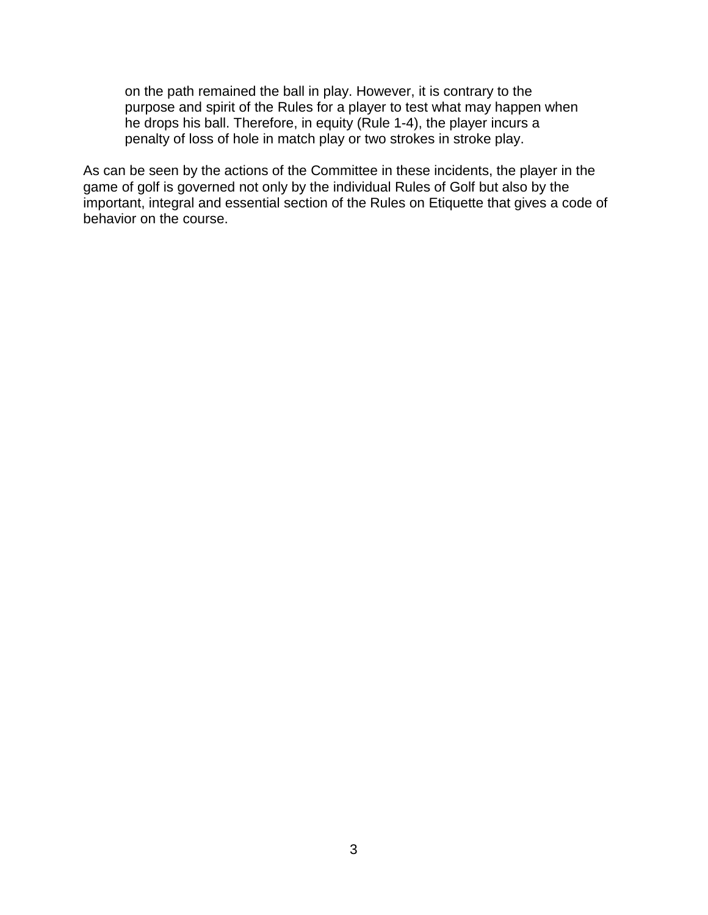> on the path remained the ball in play. However, it is contrary to the purpose and spirit of the Rules for a player to test what may happen when he drops his ball. Therefore, in equity (Rule 1-4), the player incurs a penalty of loss of hole in match play or two strokes in stroke play.

As can be seen by the actions of the Committee in these incidents, the player in the game of golf is governed not only by the individual Rules of Golf but also by the important, integral and essential section of the Rules on Etiquette that gives a code of behavior on the course.